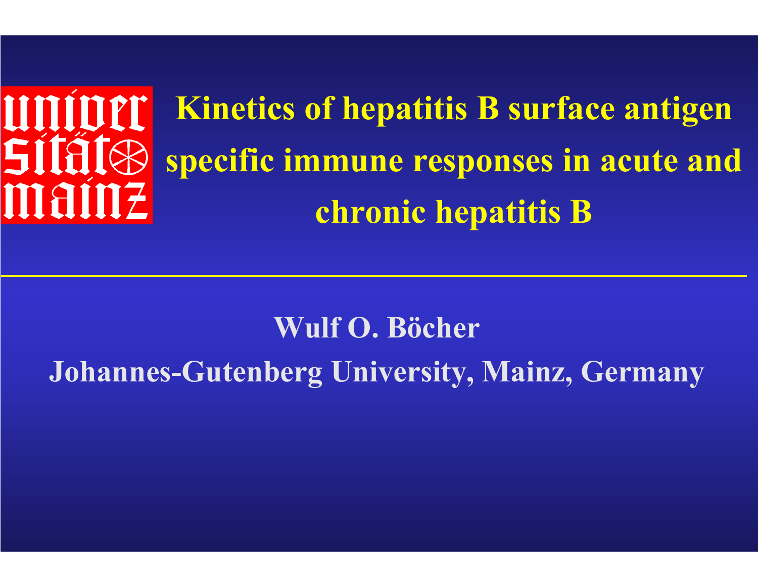# Kinetics of hepatitis B surface antigen specific immune responses in acute and chronic hepatitis B

**Wulf O. Böcher**

**Johannes-Gutenberg University, Mainz, Germany**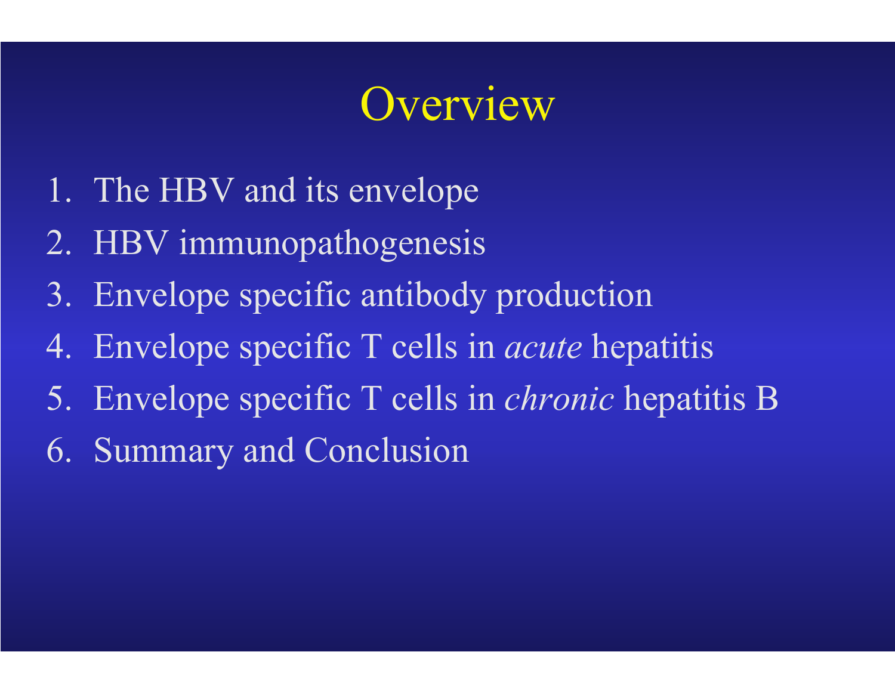# Overview

1. The HBV and its envelope
2. HBV immunopathogenesis
3. Envelope specific antibody production
4. Envelope specific T cells in *acute* hepatitis
5. Envelope specific T cells in *chronic* hepatitis B
6. Summary and Conclusion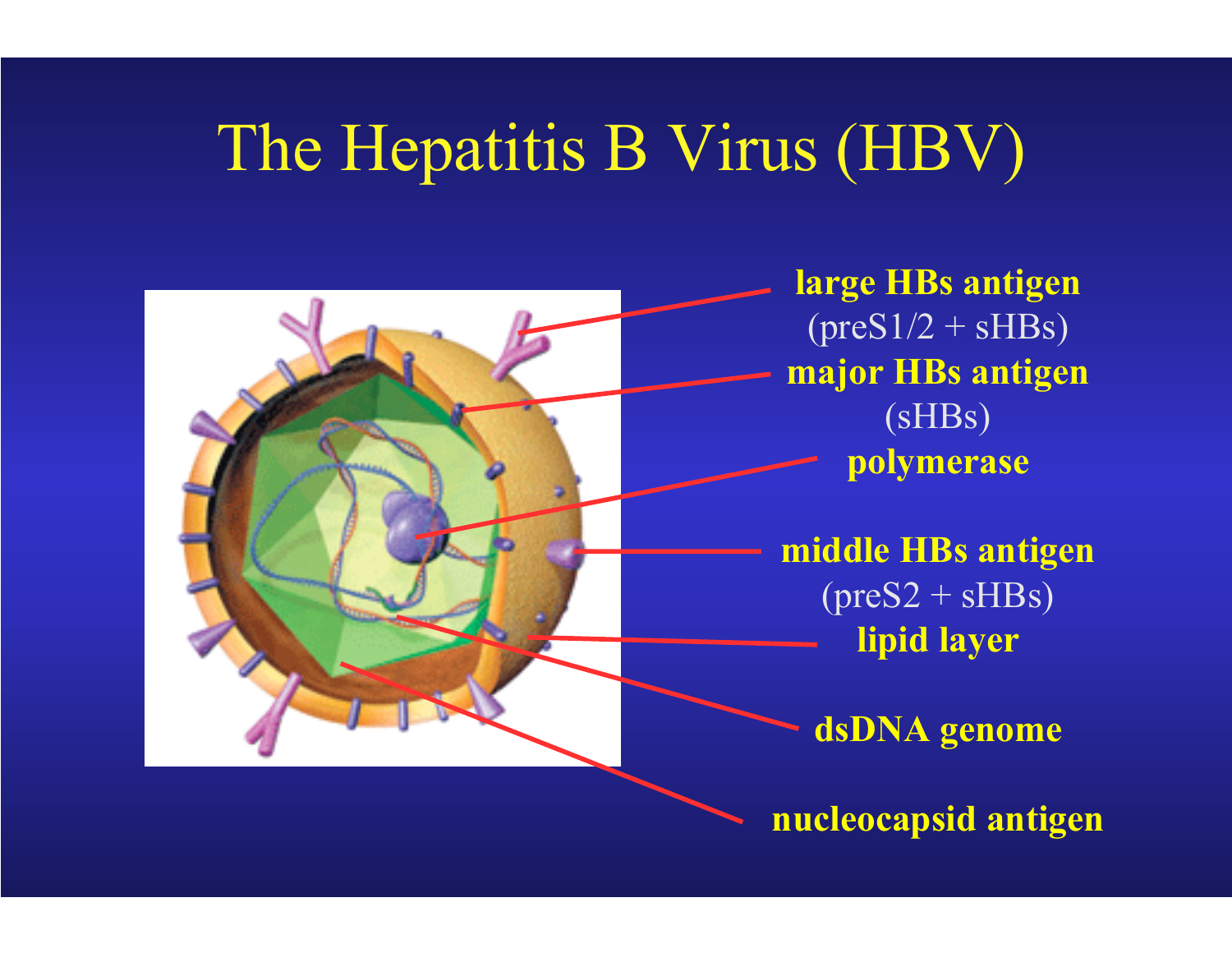# The Hepatitis B Virus (HBV)

**large HBs antigen**
(preS1/2 + sHBs)

**major HBs antigen**
(sHBs)

**polymerase**

**middle HBs antigen**
(preS2 + sHBs)

**lipid layer**

**dsDNA genome**

**nucleocapsid antigen**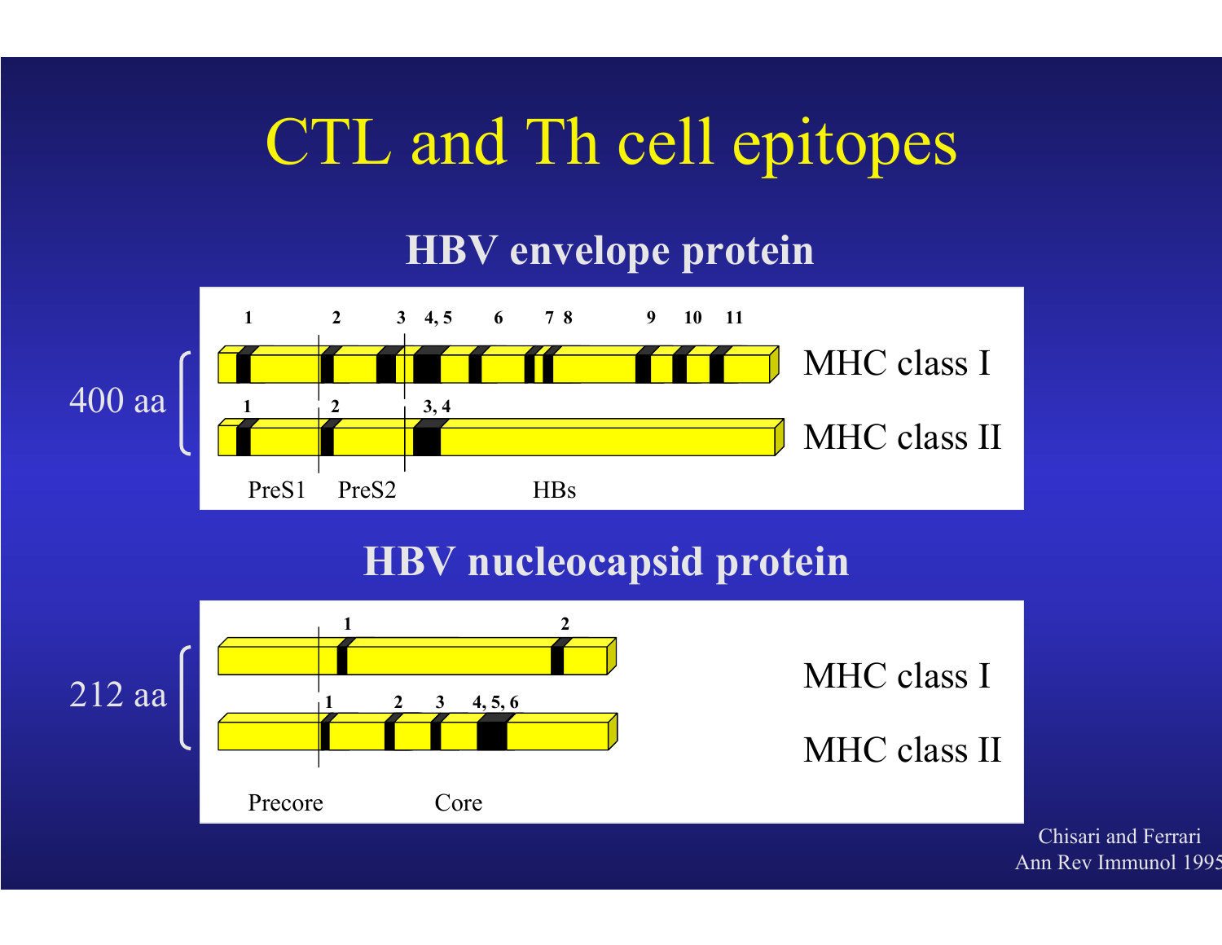# CTL and Th cell epitopes

## HBV envelope protein

400 aa

| | Epitopes |
|---|---|
| MHC class I | 1, 2, 3, 4, 5, 6, 7, 8, 9, 10, 11 |
| MHC class II | 1, 2, 3, 4 |

PreS1 PreS2 HBs

## HBV nucleocapsid protein

212 aa

| | Epitopes |
|---|---|
| MHC class I | 1, 2 |
| MHC class II | 1, 2, 3, 4, 5, 6 |

Precore Core

Chisari and Ferrari
Ann Rev Immunol 1995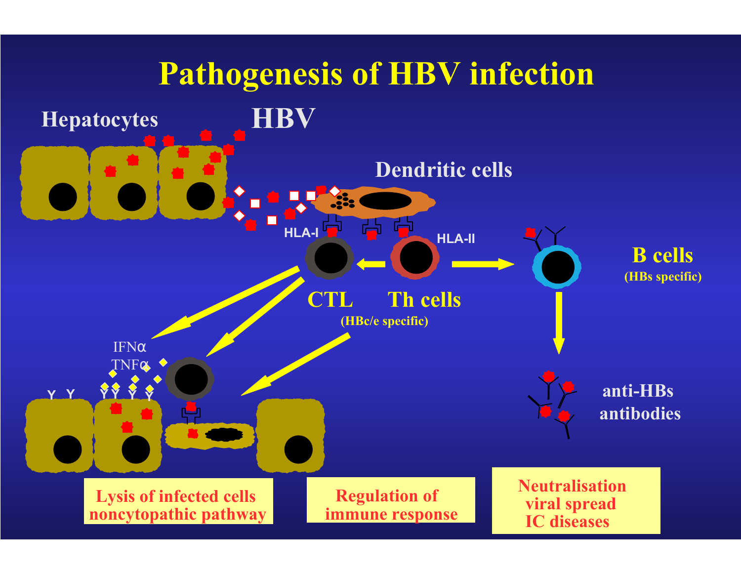# Pathogenesis of HBV infection

Hepatocytes

HBV

Dendritic cells

HLA-I

HLA-II

CTL

Th cells

(HBc/e specific)

B cells

(HBs specific)

IFNα

TNFα

anti-HBs antibodies

Lysis of infected cells noncytopathic pathway

Regulation of immune response

Neutralisation viral spread IC diseases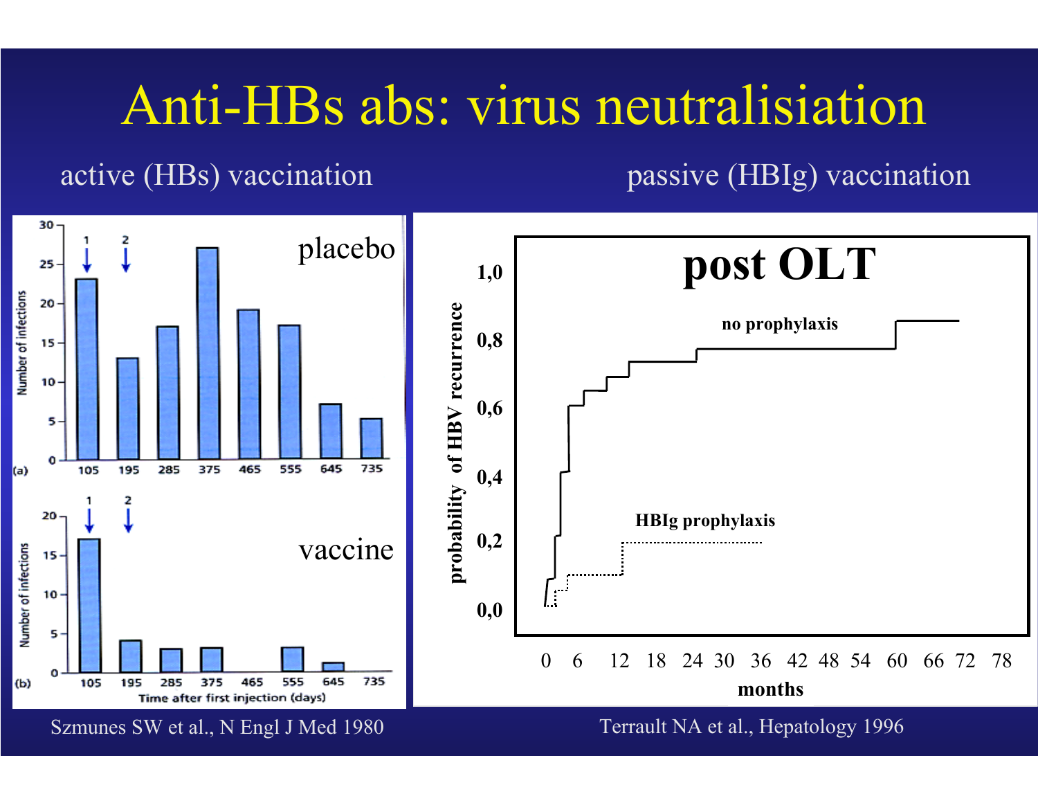# Anti-HBs abs: virus neutralisiation

active (HBs) vaccination

passive (HBIg) vaccination

placebo

vaccine

post OLT

no prophylaxis

HBIg prophylaxis

Szmunes SW et al., N Engl J Med 1980

Terrault NA et al., Hepatology 1996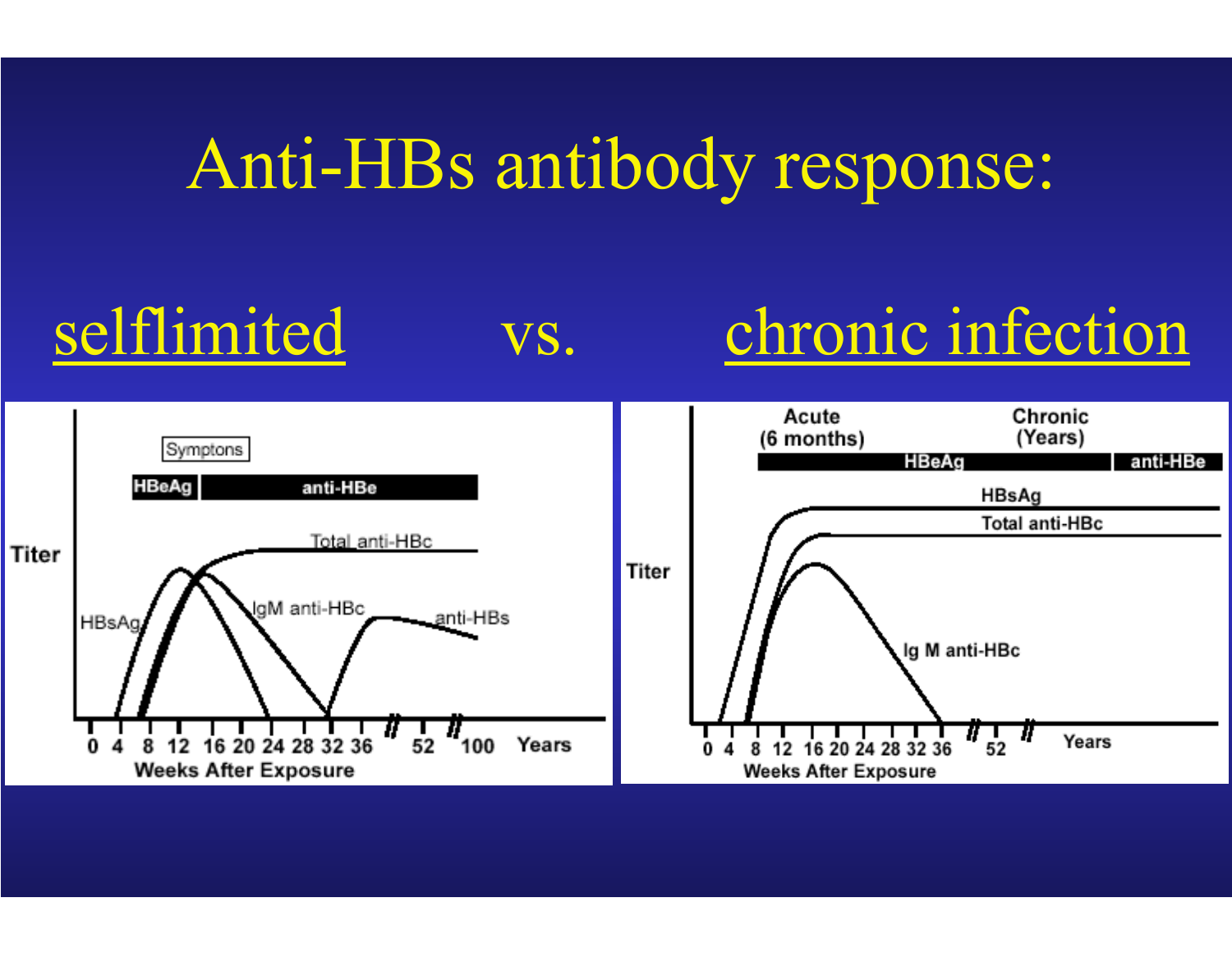# Anti-HBs antibody response:

selflimited vs. chronic infection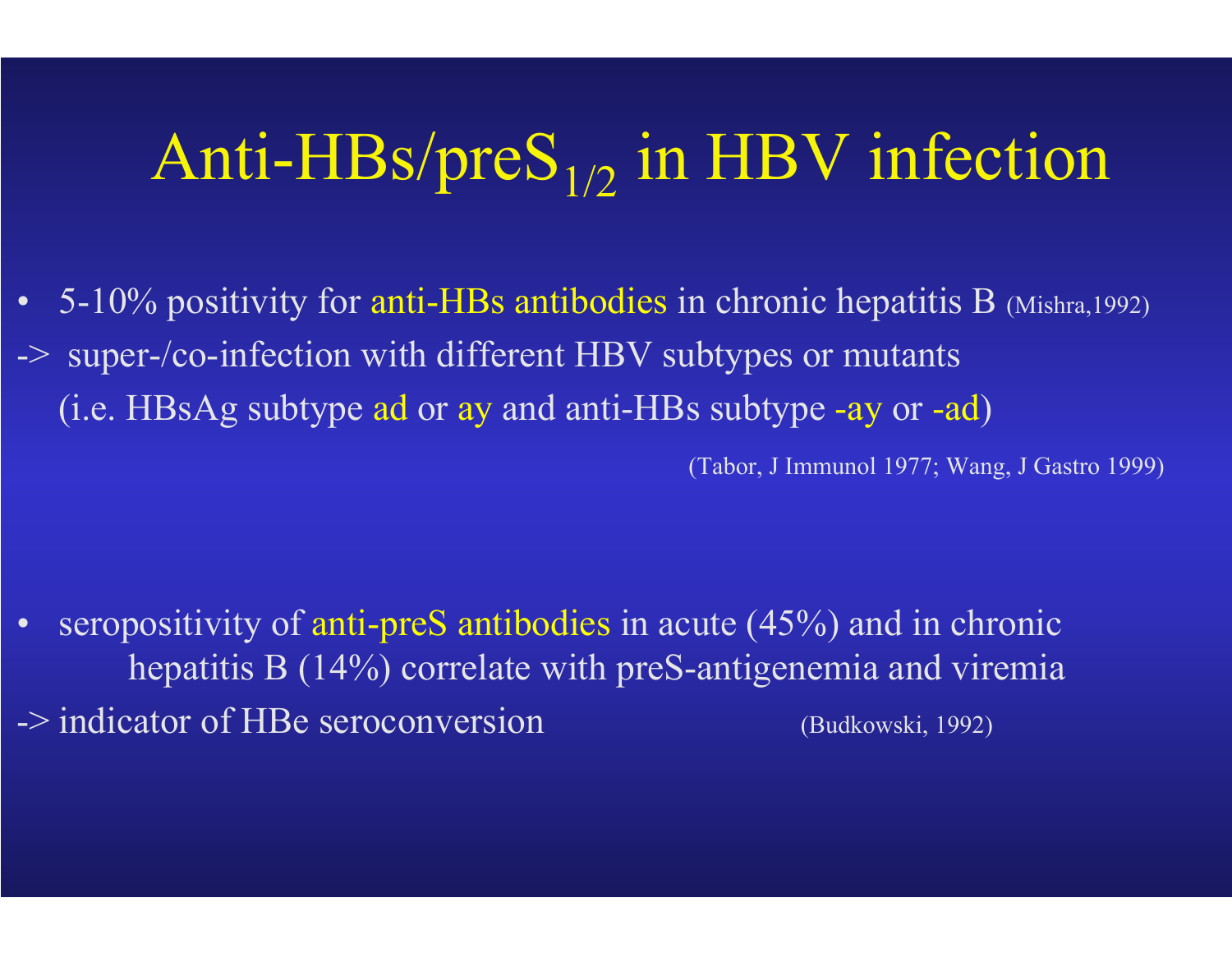# Anti-HBs/preS$_{1/2}$ in HBV infection

- 5-10% positivity for anti-HBs antibodies in chronic hepatitis B (Mishra,1992)

-> super-/co-infection with different HBV subtypes or mutants
(i.e. HBsAg subtype ad or ay and anti-HBs subtype -ay or -ad)

(Tabor, J Immunol 1977; Wang, J Gastro 1999)

- seropositivity of anti-preS antibodies in acute (45%) and in chronic hepatitis B (14%) correlate with preS-antigenemia and viremia

-> indicator of HBe seroconversion (Budkowski, 1992)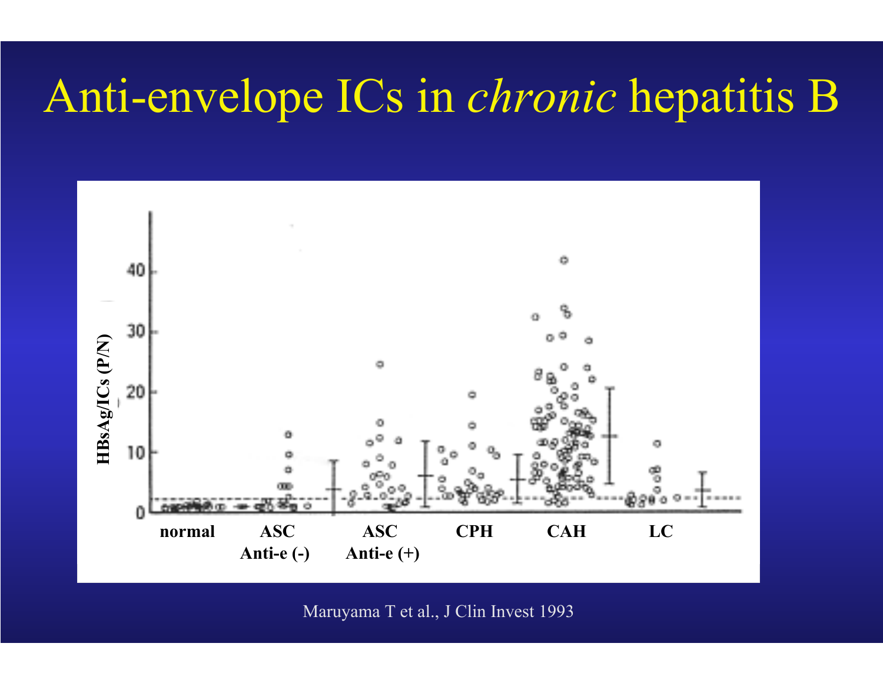# Anti-envelope ICs in *chronic* hepatitis B

HBsAg/ICs (P/N)

0, 10, 20, 30, 40

normal | ASC Anti-e (-) | ASC Anti-e (+) | CPH | CAH | LC

Maruyama T et al., J Clin Invest 1993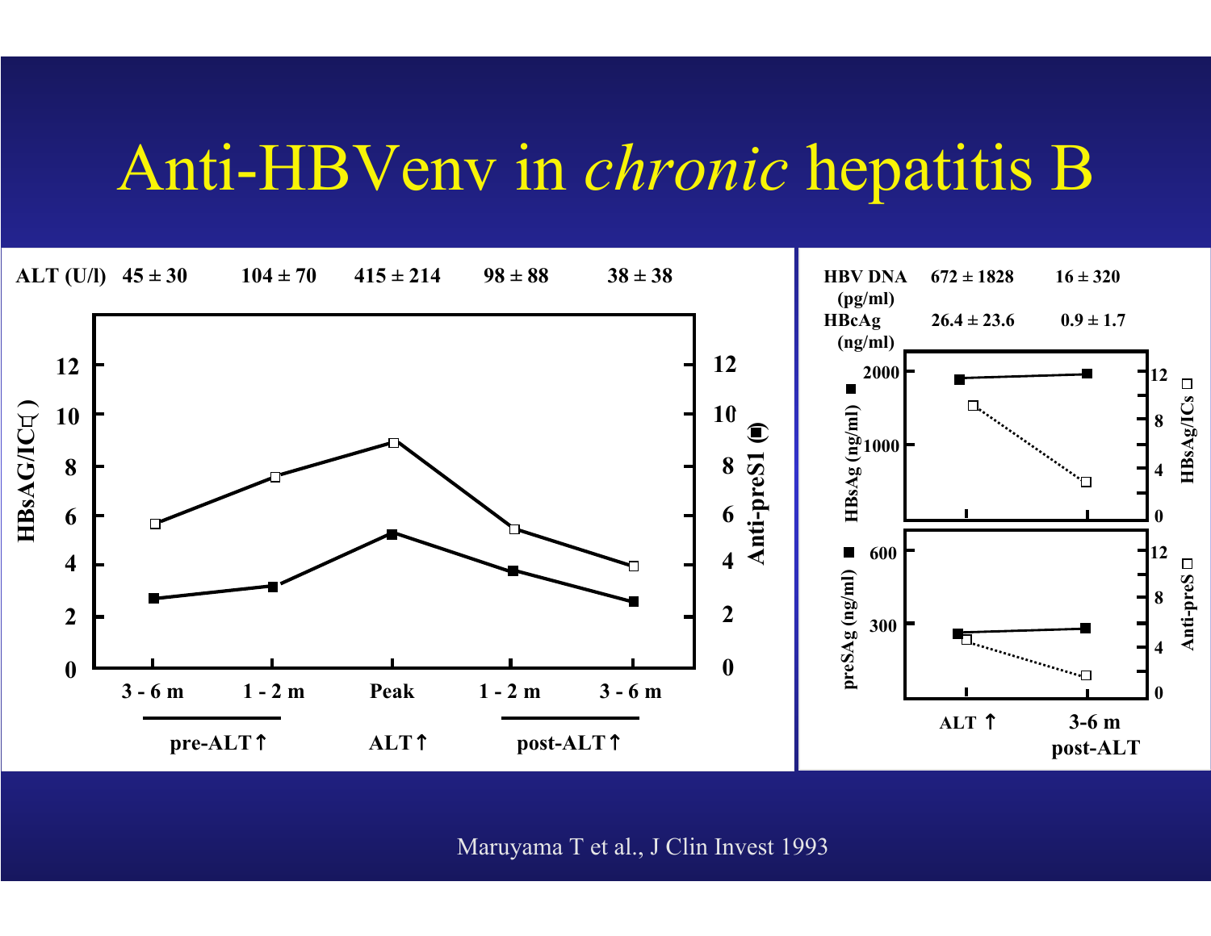# Anti-HBVenv in *chronic* hepatitis B

ALT (U/l) 45 ± 30 104 ± 70 415 ± 214 98 ± 88 38 ± 38

HBsAG/IC (□) — Anti-preS1 (■)

3 - 6 m 1 - 2 m Peak 1 - 2 m 3 - 6 m

pre-ALT↑ ALT↑ post-ALT↑

HBV DNA (pg/ml) 672 ± 1828 16 ± 320

HBcAg (ng/ml) 26.4 ± 23.6 0.9 ± 1.7

HBsAg (ng/ml) ■ — HBsAg/ICs □

preSAg (ng/ml) ■ — Anti-preS □

ALT ↑ 3-6 m post-ALT

Maruyama T et al., J Clin Invest 1993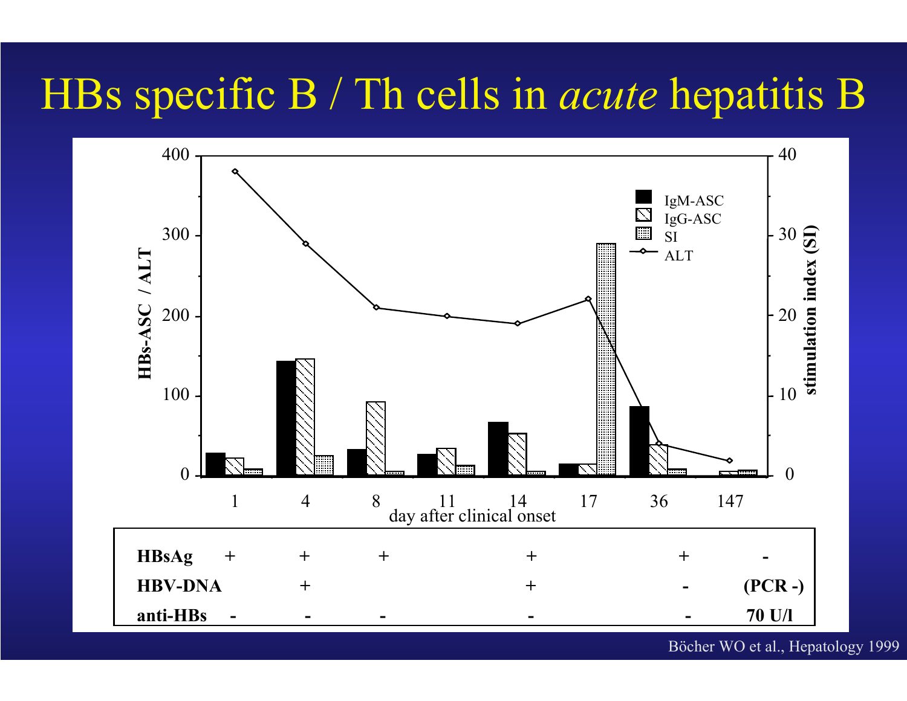# HBs specific B / Th cells in *acute* hepatitis B

| | Day 1 | Day 4 | Day 8 | Day 11 | Day 14 | Day 17 | Day 36 | Day 147 |
|---|---|---|---|---|---|---|---|---|
| **HBsAg** | + | + | + | | + | | + | - |
| **HBV-DNA** | | + | | | + | | - | (PCR -) |
| **anti-HBs** | - | - | - | | - | | - | 70 U/l |

Böcher WO et al., Hepatology 1999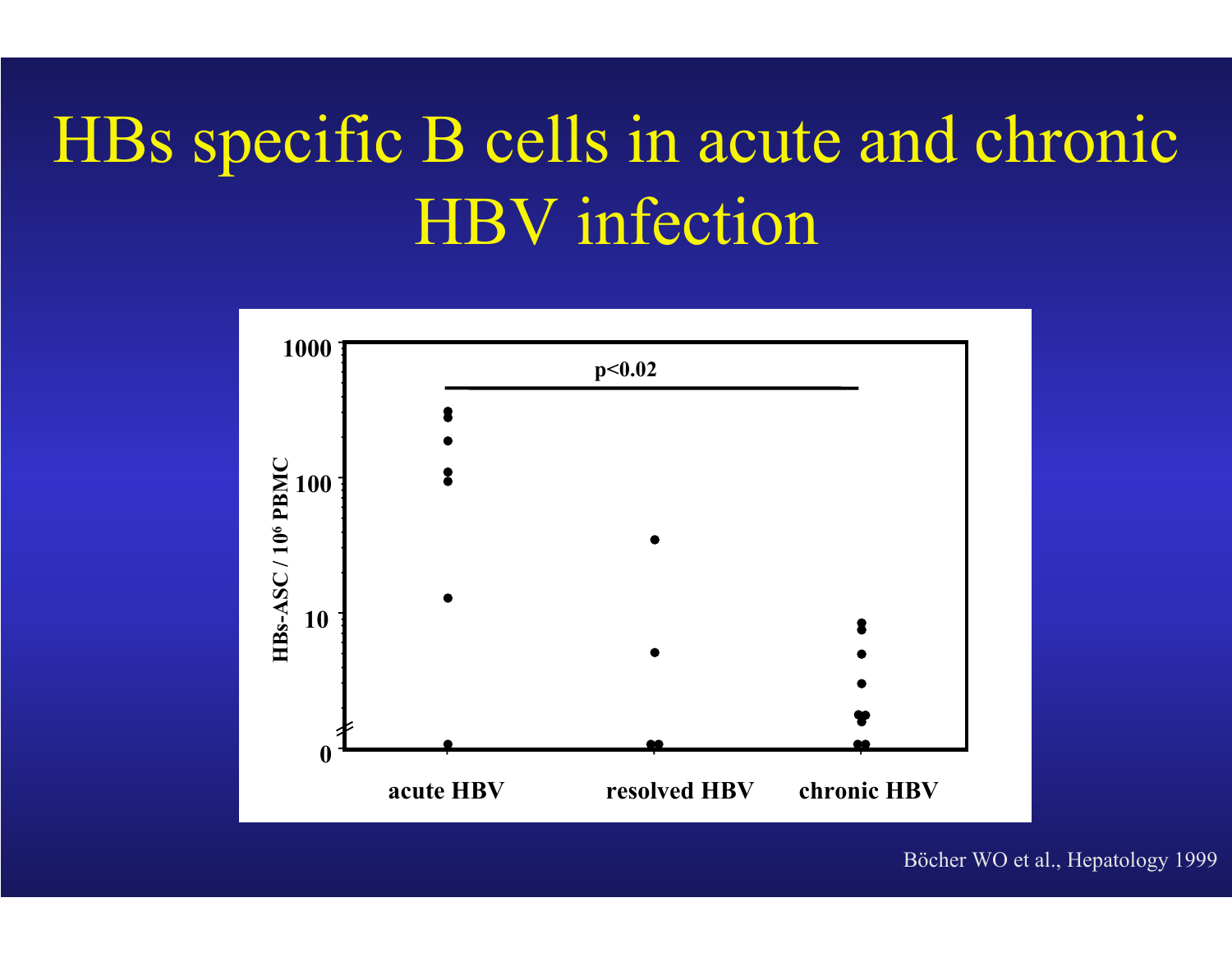# HBs specific B cells in acute and chronic HBV infection

Böcher WO et al., Hepatology 1999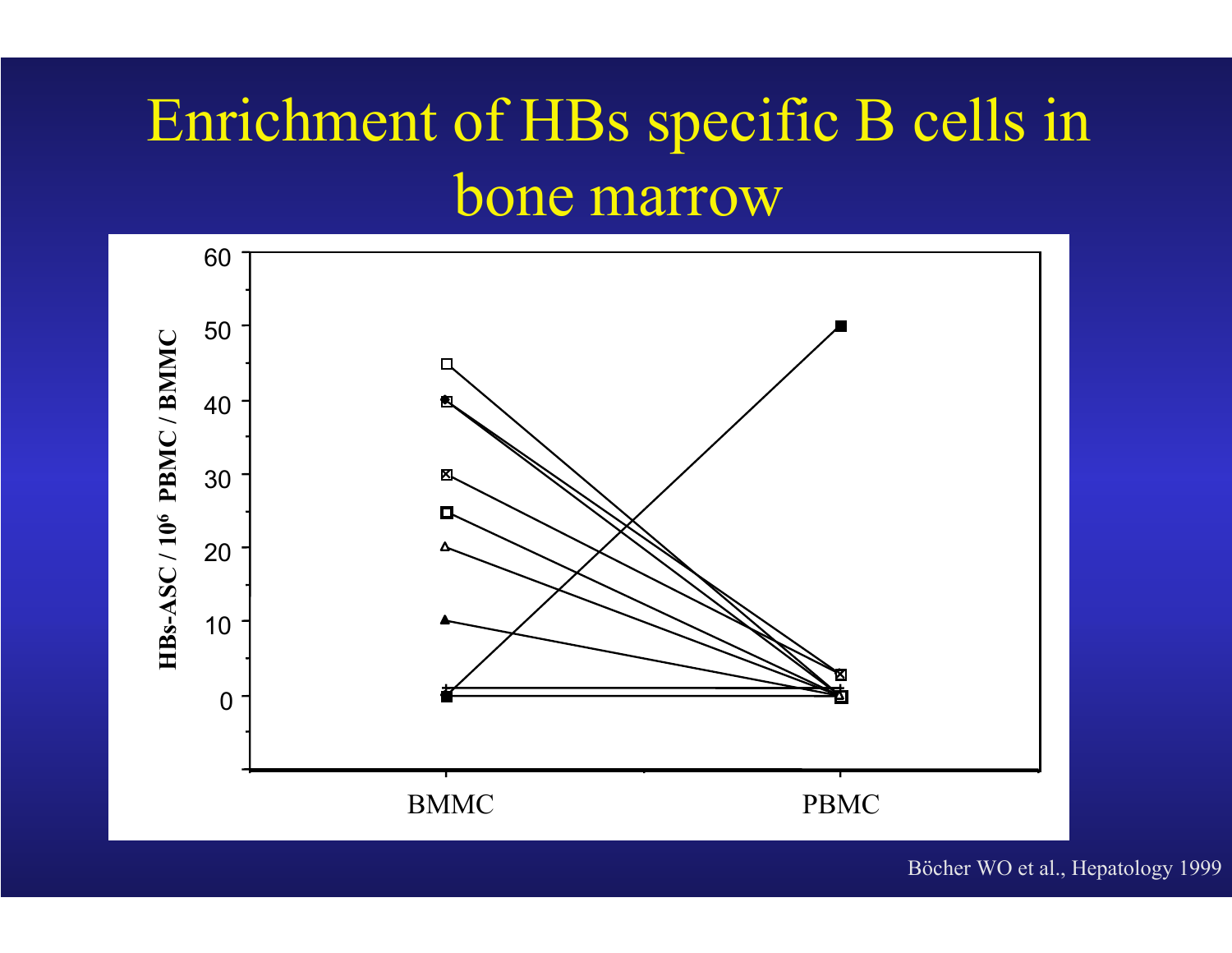# Enrichment of HBs specific B cells in bone marrow

HBs-ASC / $10^6$ PBMC / BMMC

60
50
40
30
20
10
0

BMMC PBMC

Böcher WO et al., Hepatology 1999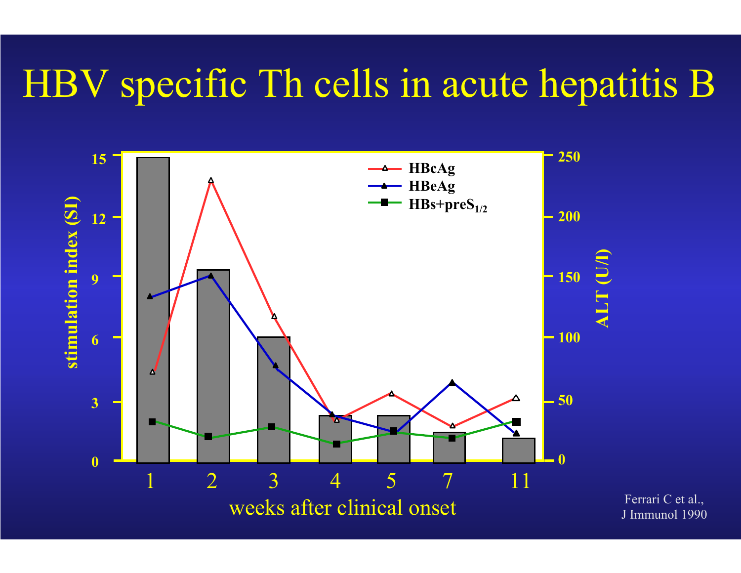# HBV specific Th cells in acute hepatitis B

Ferrari C et al., J Immunol 1990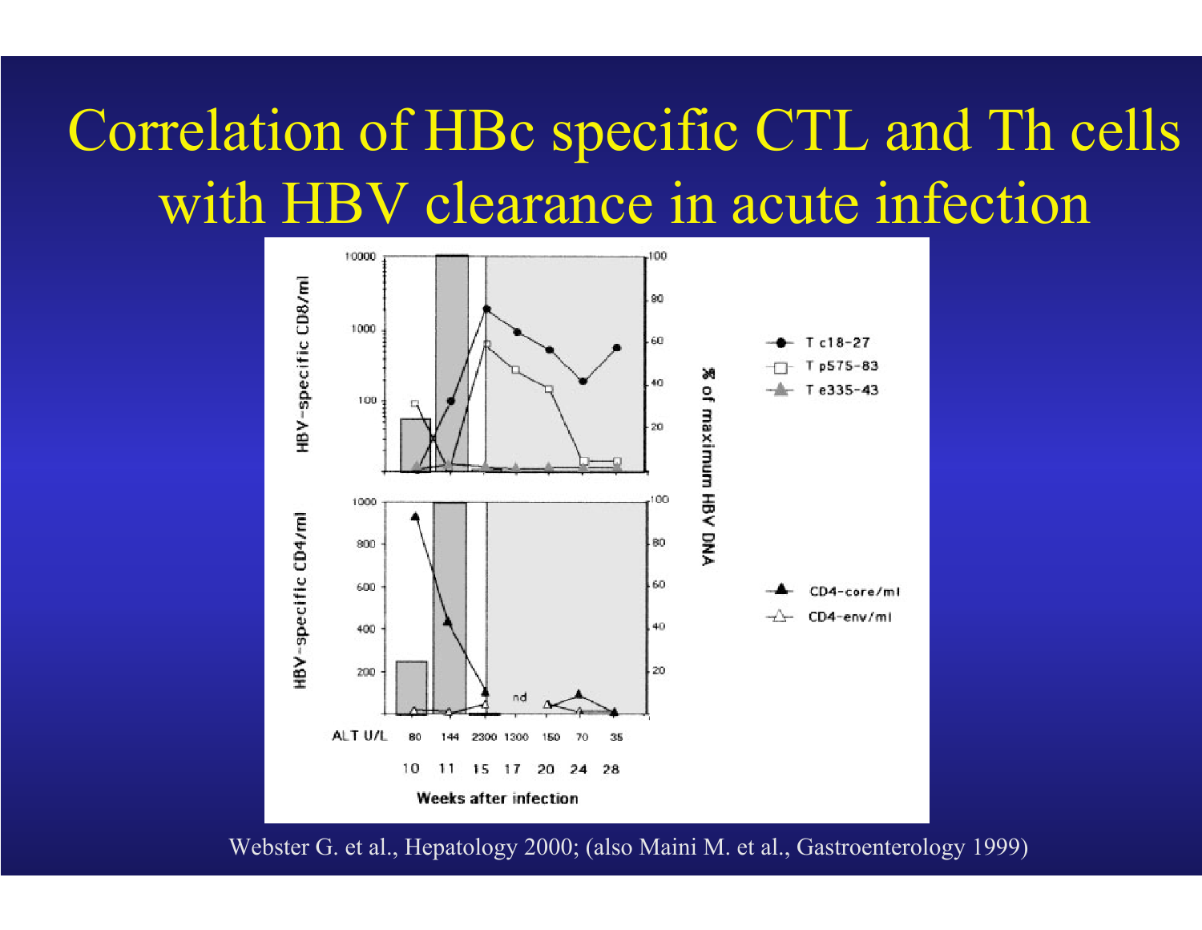# Correlation of HBc specific CTL and Th cells with HBV clearance in acute infection

Webster G. et al., Hepatology 2000; (also Maini M. et al., Gastroenterology 1999)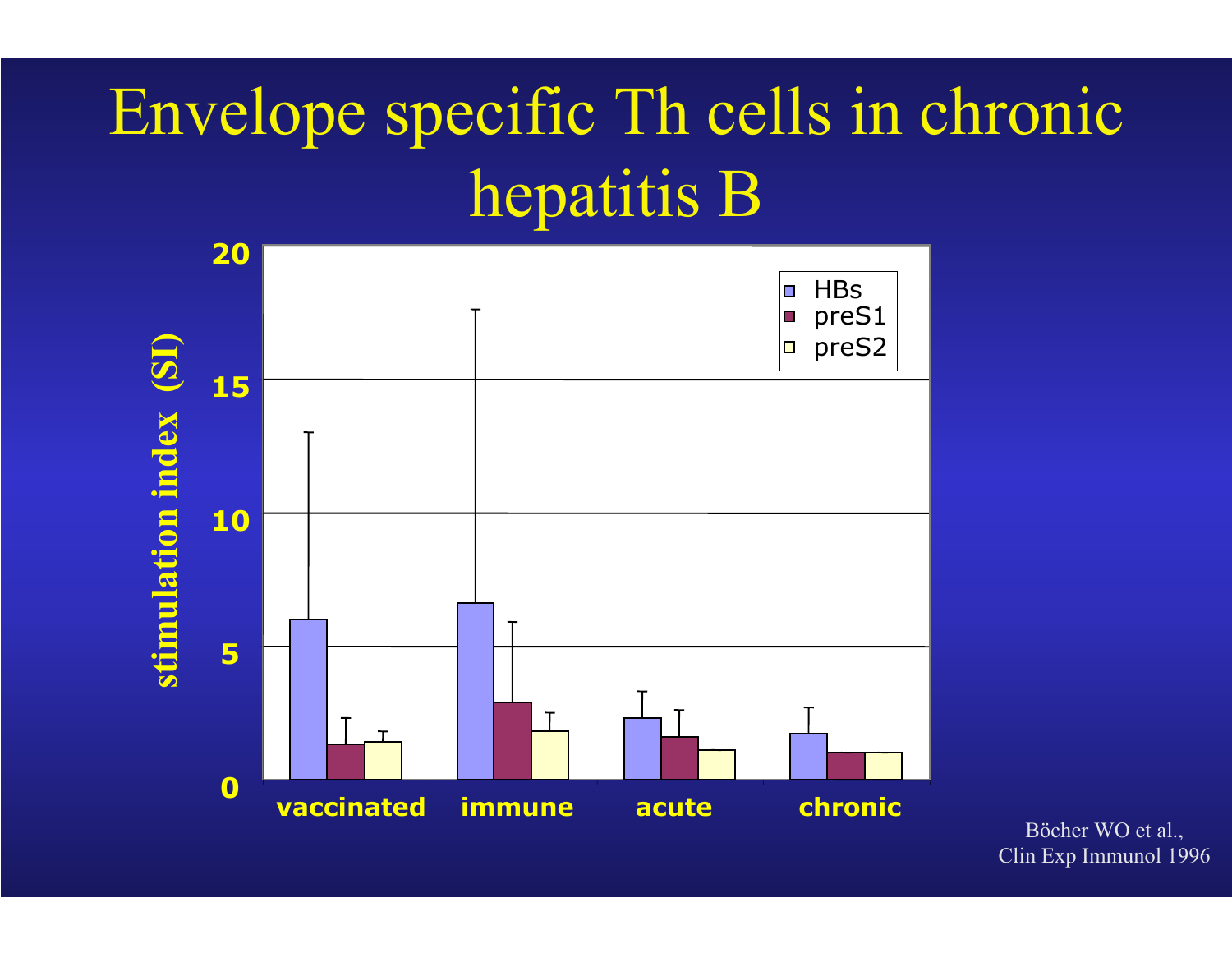# Envelope specific Th cells in chronic hepatitis B

Böcher WO et al., Clin Exp Immunol 1996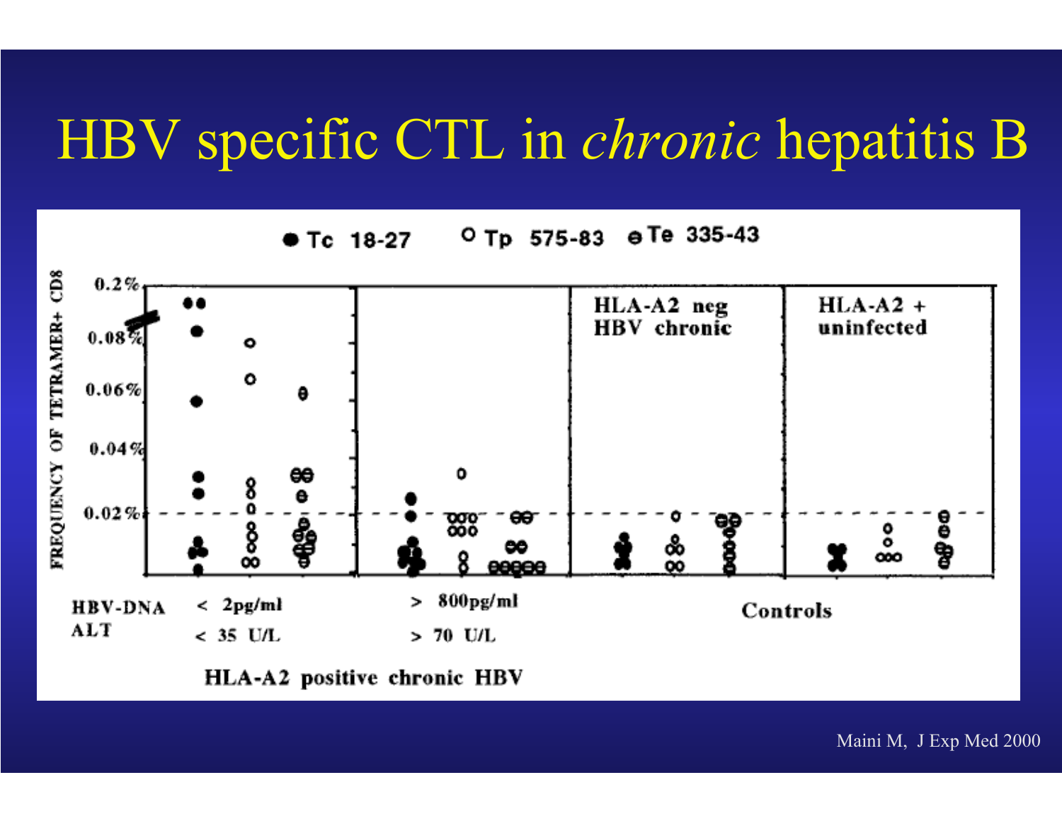# HBV specific CTL in *chronic* hepatitis B

● Tc 18-27　○ Tp 575-83　⊖ Te 335-43

FREQUENCY OF TETRAMER+ CD8

0.2%
0.08%
0.06%
0.04%
0.02%

HLA-A2 neg HBV chronic

HLA-A2 + uninfected

HBV-DNA　< 2pg/ml　> 800pg/ml

ALT　< 35 U/L　> 70 U/L

Controls

HLA-A2 positive chronic HBV

Maini M, J Exp Med 2000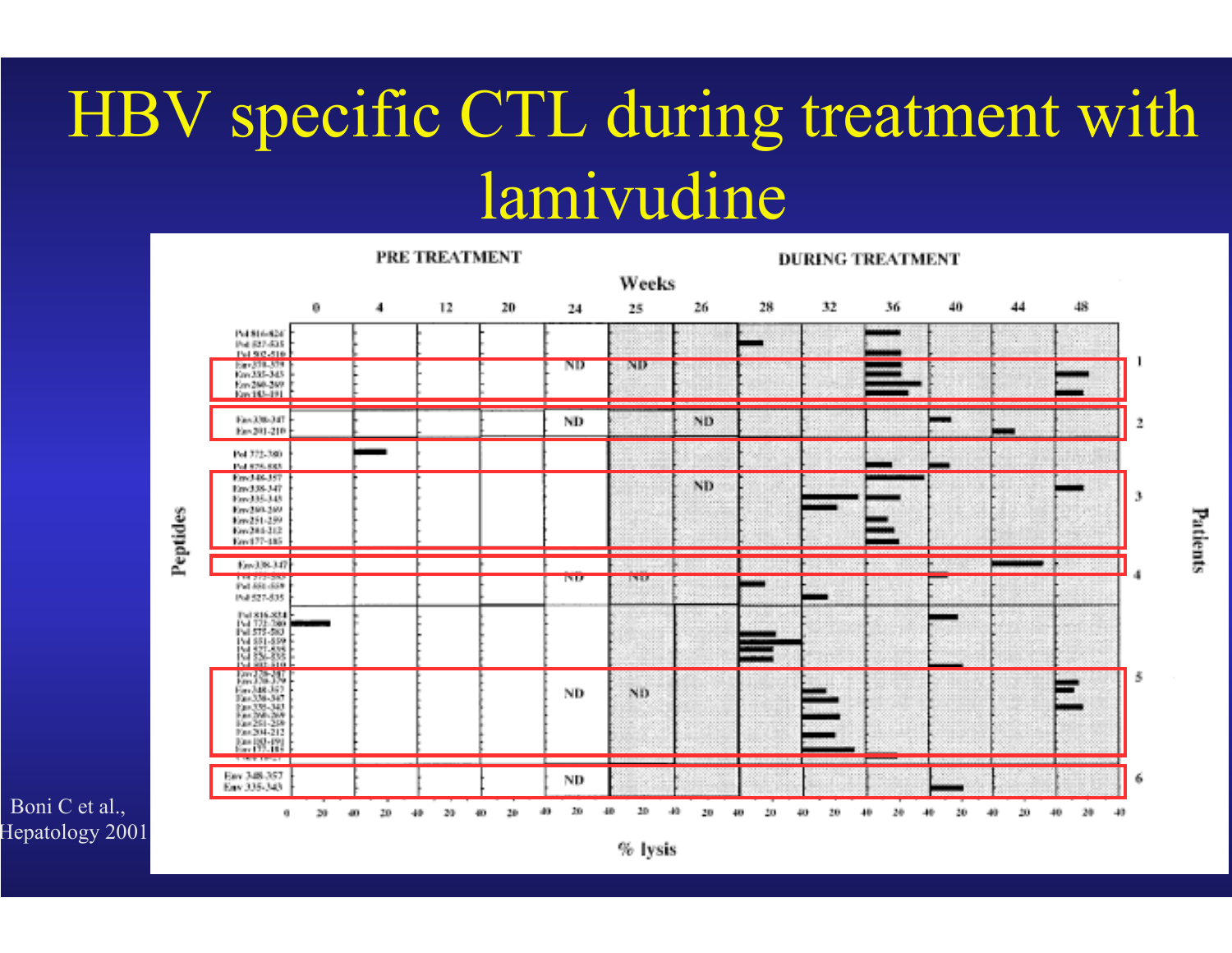# HBV specific CTL during treatment with lamivudine

PRE TREATMENT

DURING TREATMENT

Weeks

0 4 12 20 24 25 26 28 32 36 40 44 48

Peptides

Patients

% lysis

Boni C et al., Hepatology 2001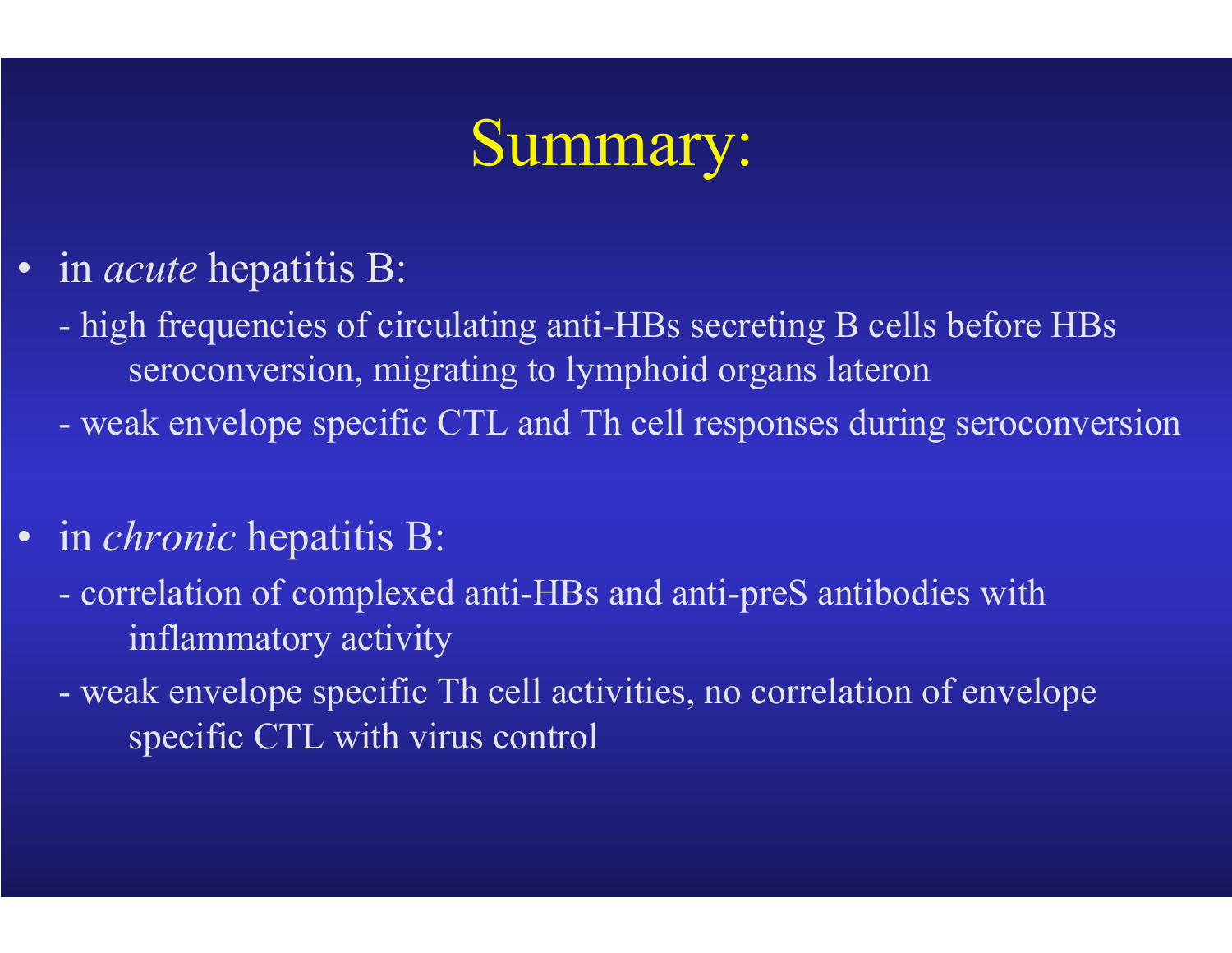# Summary:

- in *acute* hepatitis B:
  - high frequencies of circulating anti-HBs secreting B cells before HBs seroconversion, migrating to lymphoid organs lateron
  - weak envelope specific CTL and Th cell responses during seroconversion

- in *chronic* hepatitis B:
  - correlation of complexed anti-HBs and anti-preS antibodies with inflammatory activity
  - weak envelope specific Th cell activities, no correlation of envelope specific CTL with virus control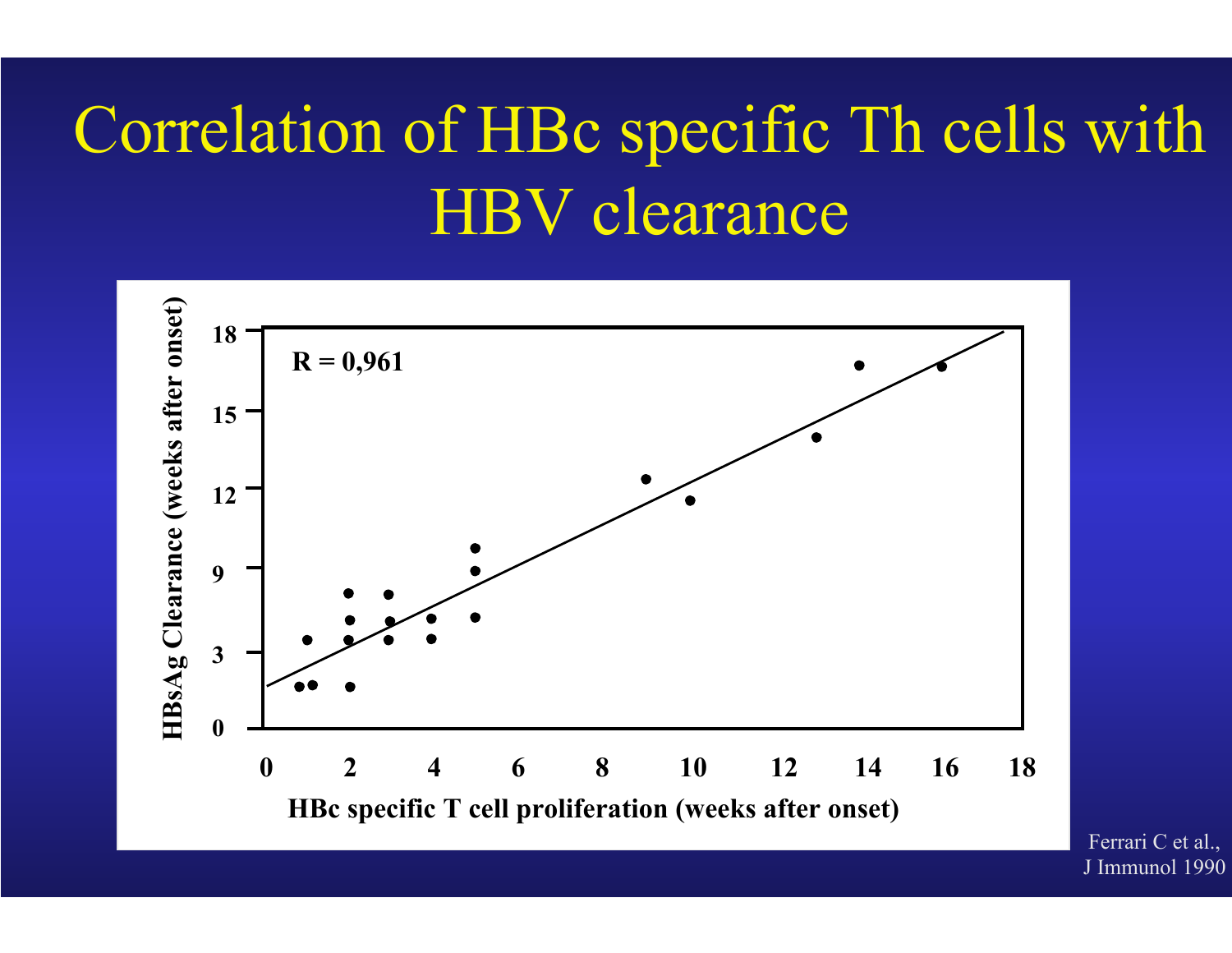# Correlation of HBc specific Th cells with HBV clearance

R = 0,961

HBsAg Clearance (weeks after onset)

HBc specific T cell proliferation (weeks after onset)

Ferrari C et al., J Immunol 1990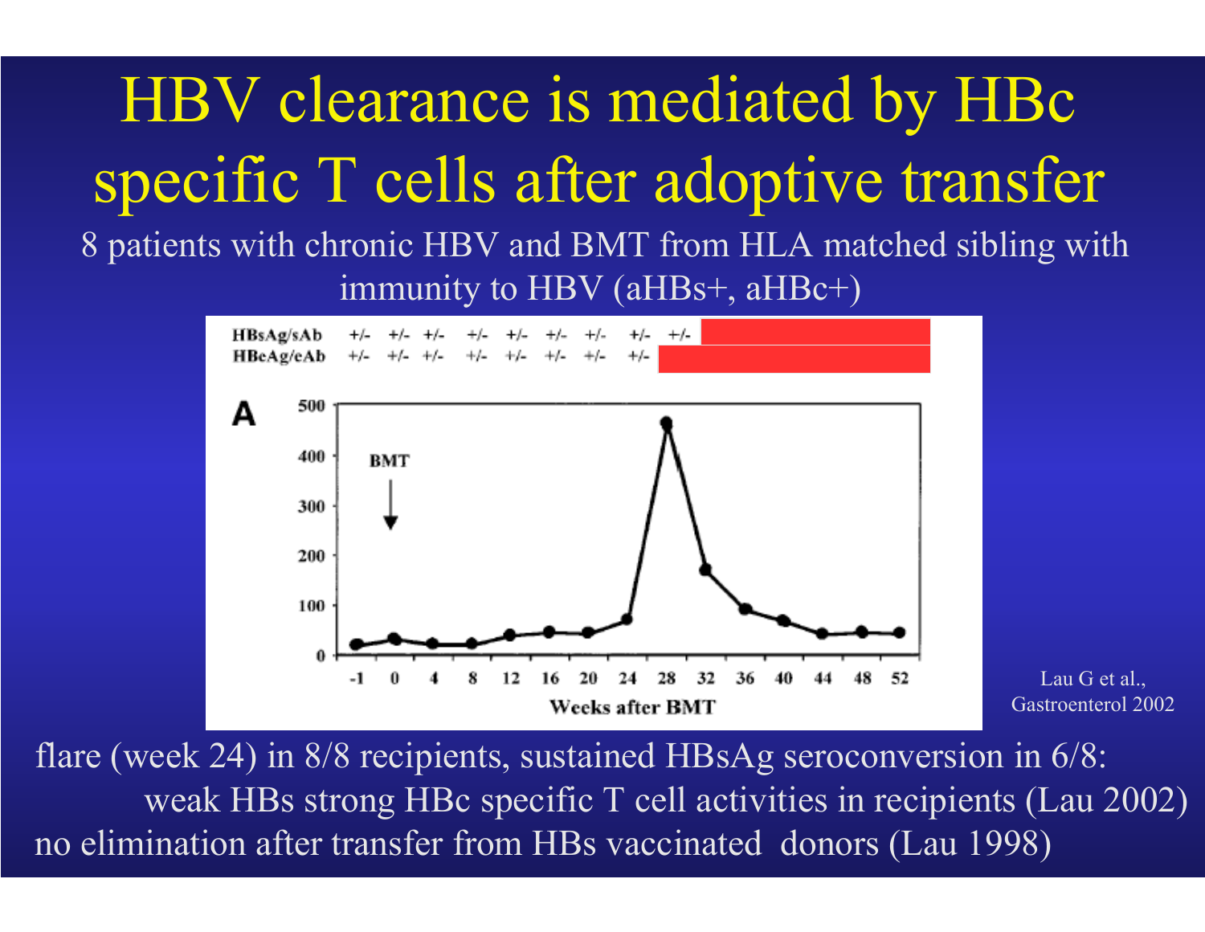# HBV clearance is mediated by HBc specific T cells after adoptive transfer

8 patients with chronic HBV and BMT from HLA matched sibling with immunity to HBV (aHBs+, aHBc+)

| | | | | | | | | | |
|---|---|---|---|---|---|---|---|---|---|
| HBsAg/sAb | +/- | +/- | +/- | +/- | +/- | +/- | +/- | +/- | +/- |
| HBeAg/eAb | +/- | +/- | +/- | +/- | +/- | +/- | +/- | +/- | |

A

BMT

Weeks after BMT

Lau G et al., Gastroenterol 2002

flare (week 24) in 8/8 recipients, sustained HBsAg seroconversion in 6/8:

weak HBs strong HBc specific T cell activities in recipients (Lau 2002)

no elimination after transfer from HBs vaccinated donors (Lau 1998)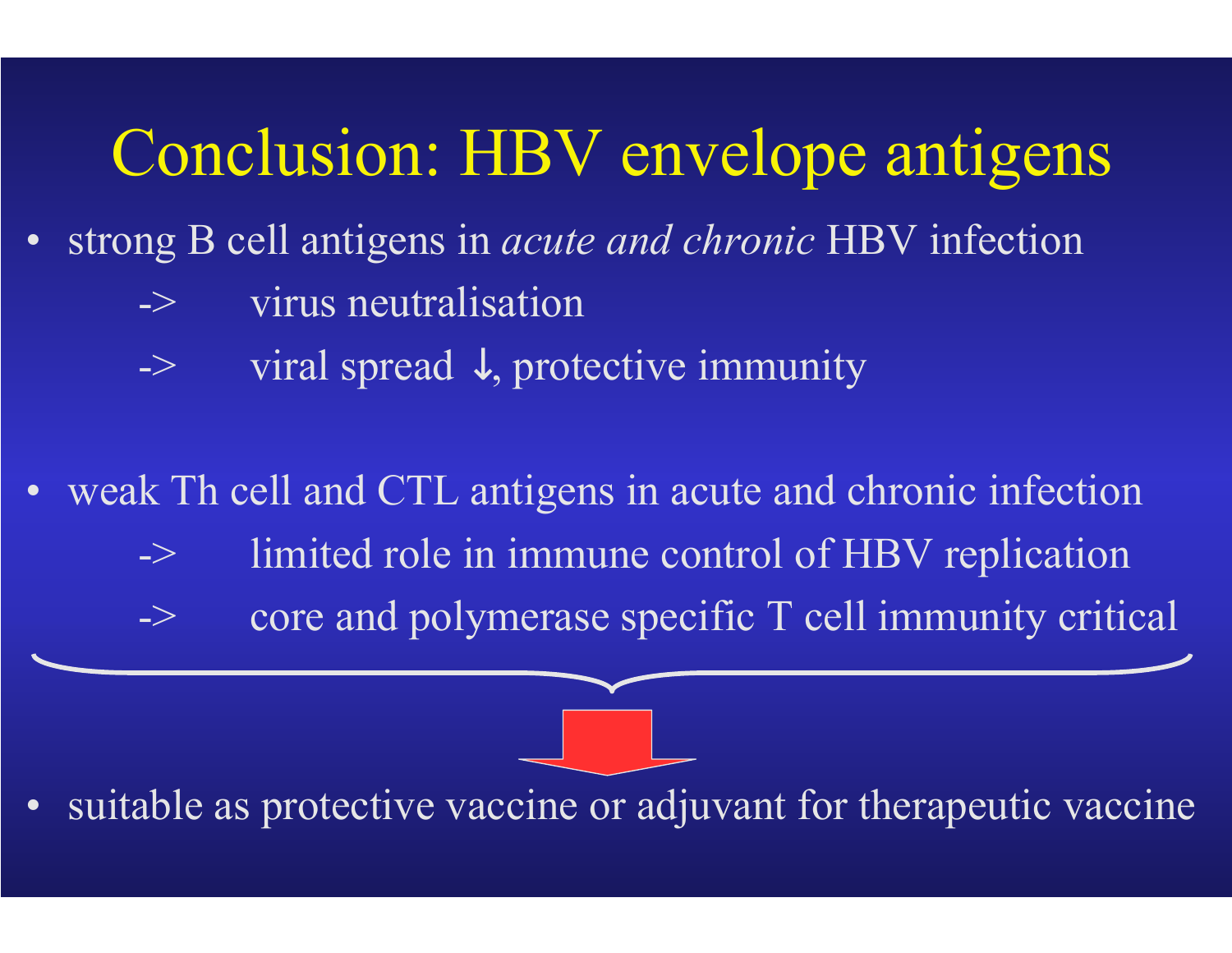# Conclusion: HBV envelope antigens

- strong B cell antigens in *acute and chronic* HBV infection
  - -> virus neutralisation
  - -> viral spread ↓, protective immunity

- weak Th cell and CTL antigens in acute and chronic infection
  - -> limited role in immune control of HBV replication
  - -> core and polymerase specific T cell immunity critical

- suitable as protective vaccine or adjuvant for therapeutic vaccine